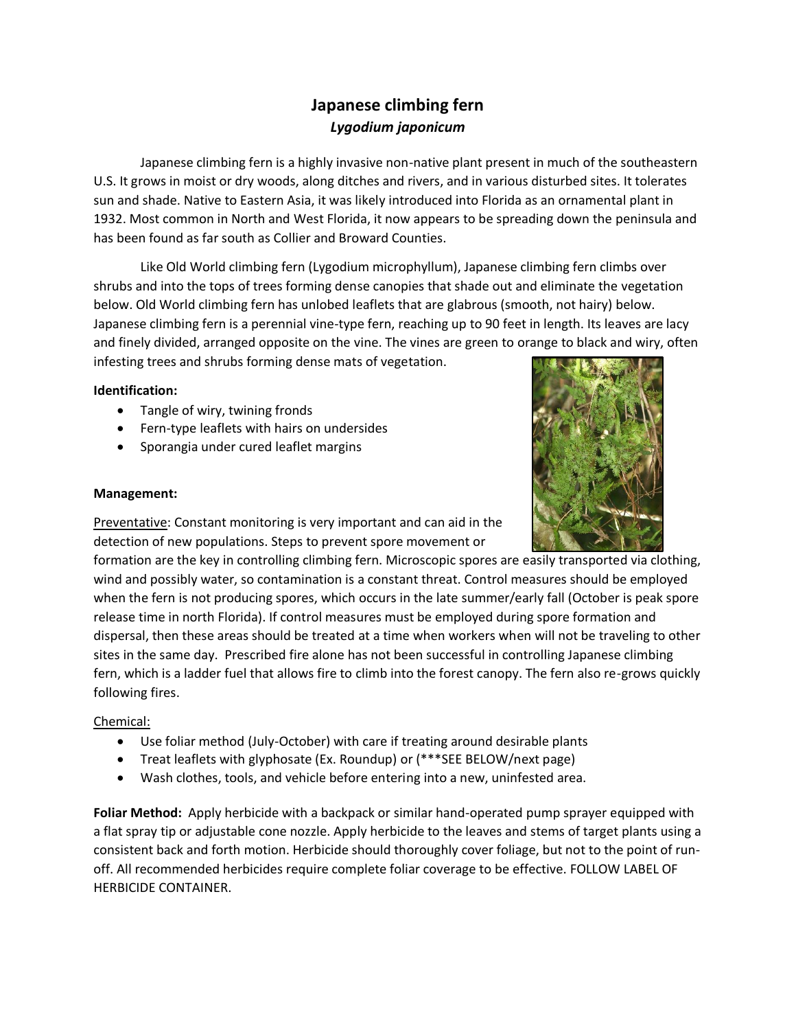# Japanese climbing fern

## *Lygodium japonicum*

Japanese climbing fern is a highly invasive non-native plant present in much of the southeastern U.S. It grows in moist or dry woods, along ditches and rivers, and in various disturbed sites. It tolerates sun and shade. Native to Eastern Asia, it was likely introduced into Florida as an ornamental plant in 1932. Most common in North and West Florida, it now appears to be spreading down the peninsula and has been found as far south as Collier and Broward Counties.

Like Old World climbing fern (Lygodium microphyllum), Japanese climbing fern climbs over shrubs and into the tops of trees forming dense canopies that shade out and eliminate the vegetation below. Old World climbing fern has unlobed leaflets that are glabrous (smooth, not hairy) below. Japanese climbing fern is a perennial vine-type fern, reaching up to 90 feet in length. Its leaves are lacy and finely divided, arranged opposite on the vine. The vines are green to orange to black and wiry, often infesting trees and shrubs forming dense mats of vegetation.

**Identification:**

- Tangle of wiry, twining fronds
- Fern-type leaflets with hairs on undersides
- Sporangia under cured leaflet margins

**Management:**

Preventative: Constant monitoring is very important and can aid in the detection of new populations. Steps to prevent spore movement or formation are the key in controlling climbing fern. Microscopic spores are easily transported via clothing, wind and possibly water, so contamination is a constant threat. Control measures should be employed when the fern is not producing spores, which occurs in the late summer/early fall (October is peak spore release time in north Florida). If control measures must be employed during spore formation and dispersal, then these areas should be treated at a time when workers when will not be traveling to other sites in the same day. Prescribed fire alone has not been successful in controlling Japanese climbing fern, which is a ladder fuel that allows fire to climb into the forest canopy. The fern also re-grows quickly following fires.

Chemical:

- Use foliar method (July-October) with care if treating around desirable plants
- Treat leaflets with glyphosate (Ex. Roundup) or (***SEE BELOW/next page)
- Wash clothes, tools, and vehicle before entering into a new, uninfested area.

**Foliar Method:** Apply herbicide with a backpack or similar hand-operated pump sprayer equipped with a flat spray tip or adjustable cone nozzle. Apply herbicide to the leaves and stems of target plants using a consistent back and forth motion. Herbicide should thoroughly cover foliage, but not to the point of run-off. All recommended herbicides require complete foliar coverage to be effective. FOLLOW LABEL OF HERBICIDE CONTAINER.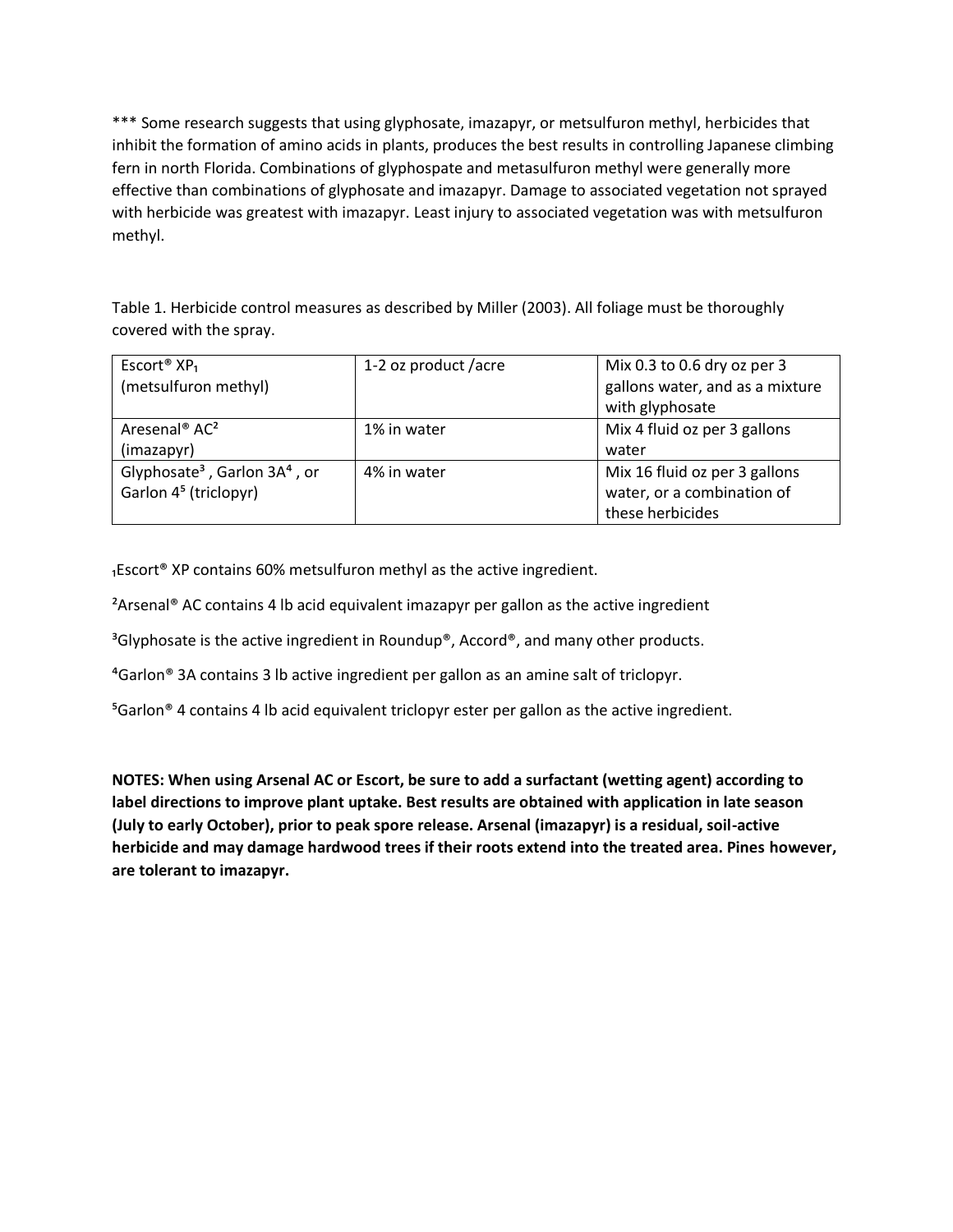*** Some research suggests that using glyphosate, imazapyr, or metsulfuron methyl, herbicides that inhibit the formation of amino acids in plants, produces the best results in controlling Japanese climbing fern in north Florida. Combinations of glyphospate and metasulfuron methyl were generally more effective than combinations of glyphosate and imazapyr. Damage to associated vegetation not sprayed with herbicide was greatest with imazapyr. Least injury to associated vegetation was with metsulfuron methyl.

Table 1. Herbicide control measures as described by Miller (2003). All foliage must be thoroughly covered with the spray.

| | | |
|---|---|---|
| Escort® XP[1] (metsulfuron methyl) | 1-2 oz product /acre | Mix 0.3 to 0.6 dry oz per 3 gallons water, and as a mixture with glyphosate |
| Aresenal® AC[2] (imazapyr) | 1% in water | Mix 4 fluid oz per 3 gallons water |
| Glyphosate[3], Garlon 3A[4], or Garlon 4[5] (triclopyr) | 4% in water | Mix 16 fluid oz per 3 gallons water, or a combination of these herbicides |

[1]Escort® XP contains 60% metsulfuron methyl as the active ingredient.

[2]Arsenal® AC contains 4 lb acid equivalent imazapyr per gallon as the active ingredient

[3]Glyphosate is the active ingredient in Roundup®, Accord®, and many other products.

[4]Garlon® 3A contains 3 lb active ingredient per gallon as an amine salt of triclopyr.

[5]Garlon® 4 contains 4 lb acid equivalent triclopyr ester per gallon as the active ingredient.

**NOTES: When using Arsenal AC or Escort, be sure to add a surfactant (wetting agent) according to label directions to improve plant uptake. Best results are obtained with application in late season (July to early October), prior to peak spore release. Arsenal (imazapyr) is a residual, soil-active herbicide and may damage hardwood trees if their roots extend into the treated area. Pines however, are tolerant to imazapyr.**